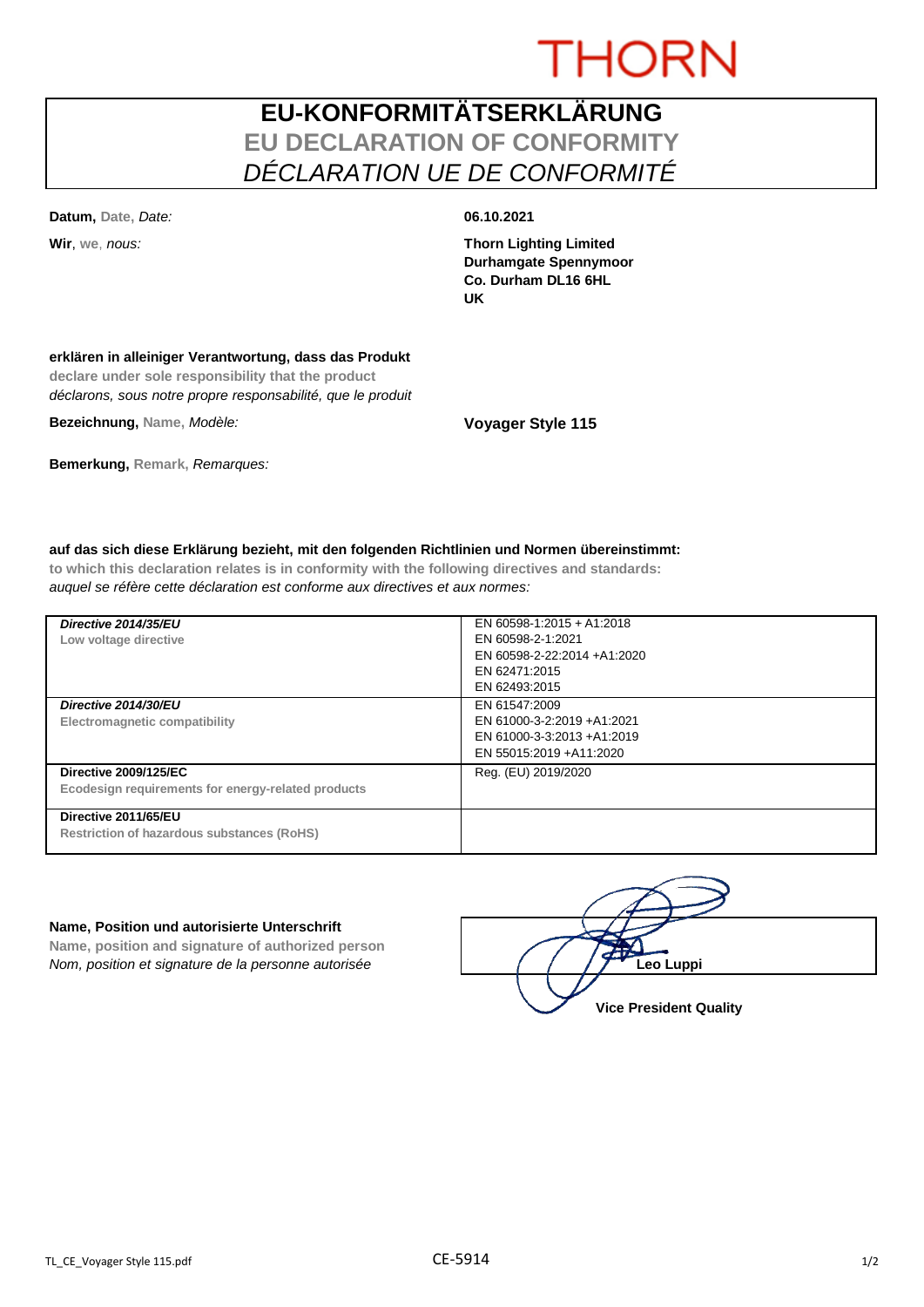THORN

# EU-KONFORMITÄTSERKLÄRUNG

## EU DECLARATION OF CONFORMITY

## *DÉCLARATION UE DE CONFORMITÉ*

**Datum,** Date, *Date:* **06.10.2021**

**Wir**, we, *nous:*

**Thorn Lighting Limited**
**Durhamgate Spennymoor**
**Co. Durham DL16 6HL**
**UK**

**erklären in alleiniger Verantwortung, dass das Produkt**
**declare under sole responsibility that the product**
*déclarons, sous notre propre responsabilité, que le produit*

**Bezeichnung,** Name, *Modèle:* **Voyager Style 115**

**Bemerkung,** Remark, *Remarques:*

**auf das sich diese Erklärung bezieht, mit den folgenden Richtlinien und Normen übereinstimmt:**
**to which this declaration relates is in conformity with the following directives and standards:**
*auquel se réfère cette déclaration est conforme aux directives et aux normes:*

| Directive | Standards |
|---|---|
| ***Directive 2014/35/EU*** Low voltage directive | EN 60598-1:2015 + A1:2018<br>EN 60598-2-1:2021<br>EN 60598-2-22:2014 +A1:2020<br>EN 62471:2015<br>EN 62493:2015 |
| ***Directive 2014/30/EU*** Electromagnetic compatibility | EN 61547:2009<br>EN 61000-3-2:2019 +A1:2021<br>EN 61000-3-3:2013 +A1:2019<br>EN 55015:2019 +A11:2020 |
| **Directive 2009/125/EC** Ecodesign requirements for energy-related products | Reg. (EU) 2019/2020 |
| **Directive 2011/65/EU** Restriction of hazardous substances (RoHS) | |

**Name, Position und autorisierte Unterschrift**
**Name, position and signature of authorized person**
*Nom, position et signature de la personne autorisée*

**Leo Luppi**
**Vice President Quality**

CE-5914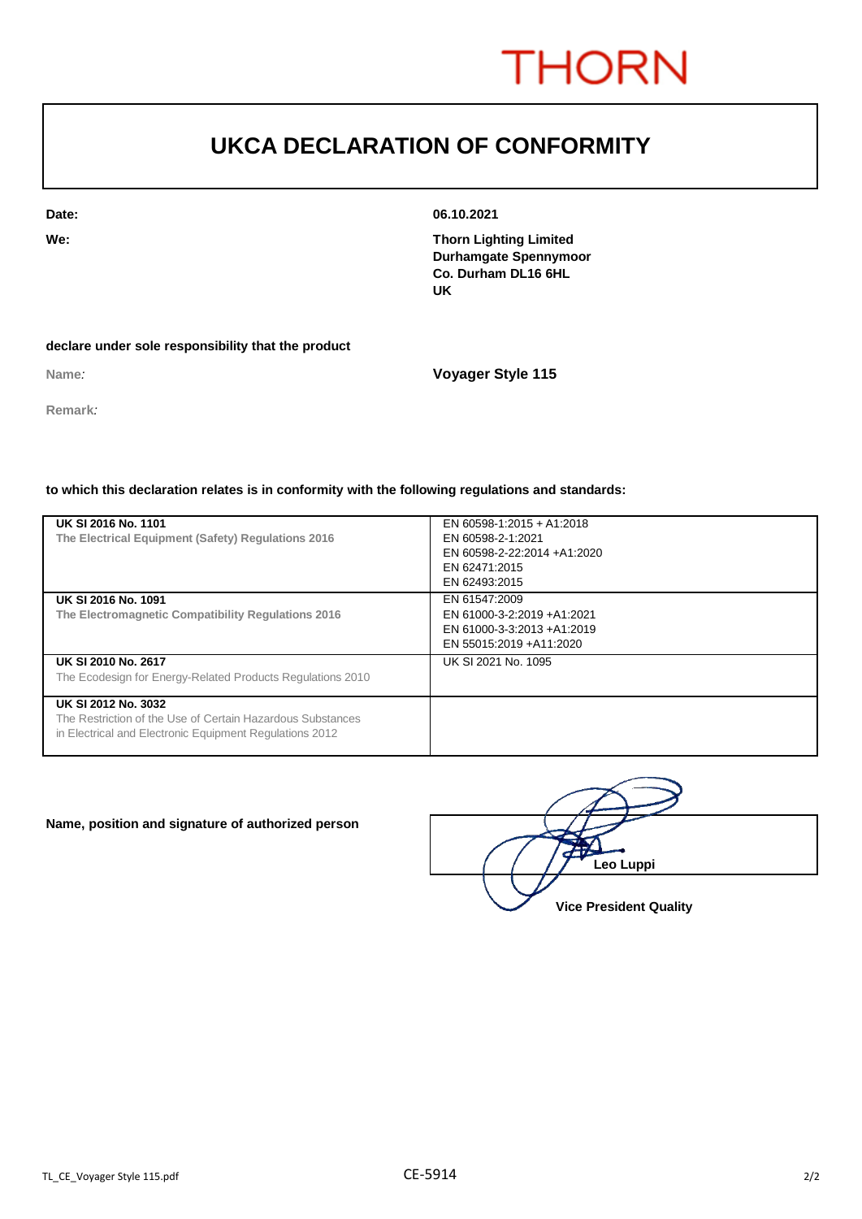THORN

# UKCA DECLARATION OF CONFORMITY

**Date:** **06.10.2021**

**We:** **Thorn Lighting Limited**
**Durhamgate Spennymoor**
**Co. Durham DL16 6HL**
**UK**

**declare under sole responsibility that the product**

**Name:** **Voyager Style 115**

**Remark:**

**to which this declaration relates is in conformity with the following regulations and standards:**

| | |
|---|---|
| **UK SI 2016 No. 1101**<br>**The Electrical Equipment (Safety) Regulations 2016** | EN 60598-1:2015 + A1:2018<br>EN 60598-2-1:2021<br>EN 60598-2-22:2014 +A1:2020<br>EN 62471:2015<br>EN 62493:2015 |
| **UK SI 2016 No. 1091**<br>**The Electromagnetic Compatibility Regulations 2016** | EN 61547:2009<br>EN 61000-3-2:2019 +A1:2021<br>EN 61000-3-3:2013 +A1:2019<br>EN 55015:2019 +A11:2020 |
| **UK SI 2010 No. 2617**<br>The Ecodesign for Energy-Related Products Regulations 2010 | UK SI 2021 No. 1095 |
| **UK SI 2012 No. 3032**<br>The Restriction of the Use of Certain Hazardous Substances in Electrical and Electronic Equipment Regulations 2012 | |

**Name, position and signature of authorized person**

**Leo Luppi**

**Vice President Quality**

TL_CE_Voyager Style 115.pdf CE-5914